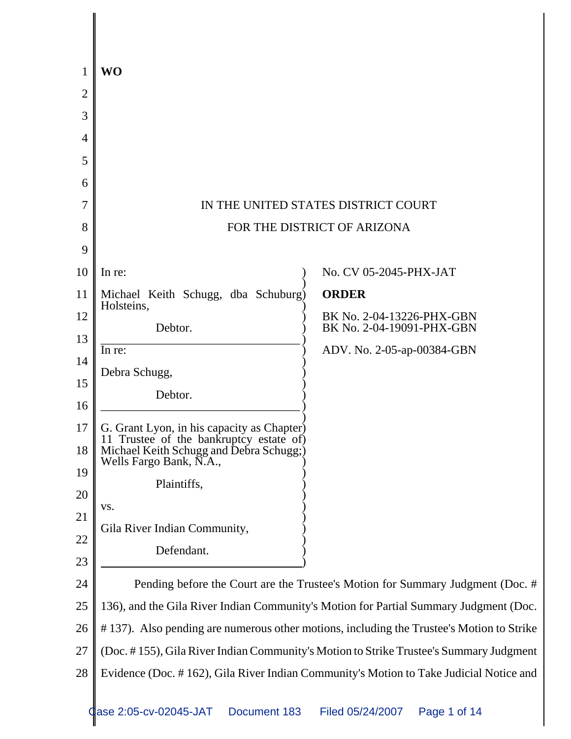**WO**

IN THE UNITED STATES DISTRICT COURT

FOR THE DISTRICT OF ARIZONA

| | |
|---|---|
| In re:<br><br>Michael Keith Schugg, dba Schuburg Holsteins,<br><br>Debtor. | No. CV 05-2045-PHX-JAT<br><br>**ORDER**<br><br>BK No. 2-04-13226-PHX-GBN<br>BK No. 2-04-19091-PHX-GBN<br><br>ADV. No. 2-05-ap-00384-GBN |
| In re:<br><br>Debra Schugg,<br><br>Debtor. | |
| G. Grant Lyon, in his capacity as Chapter 11 Trustee of the bankruptcy estate of Michael Keith Schugg and Debra Schugg; Wells Fargo Bank, N.A.,<br><br>Plaintiffs,<br><br>vs.<br><br>Gila River Indian Community,<br><br>Defendant. | |

Pending before the Court are the Trustee's Motion for Summary Judgment (Doc. # 136), and the Gila River Indian Community's Motion for Partial Summary Judgment (Doc. # 137). Also pending are numerous other motions, including the Trustee's Motion to Strike (Doc. # 155), Gila River Indian Community's Motion to Strike Trustee's Summary Judgment Evidence (Doc. # 162), Gila River Indian Community's Motion to Take Judicial Notice and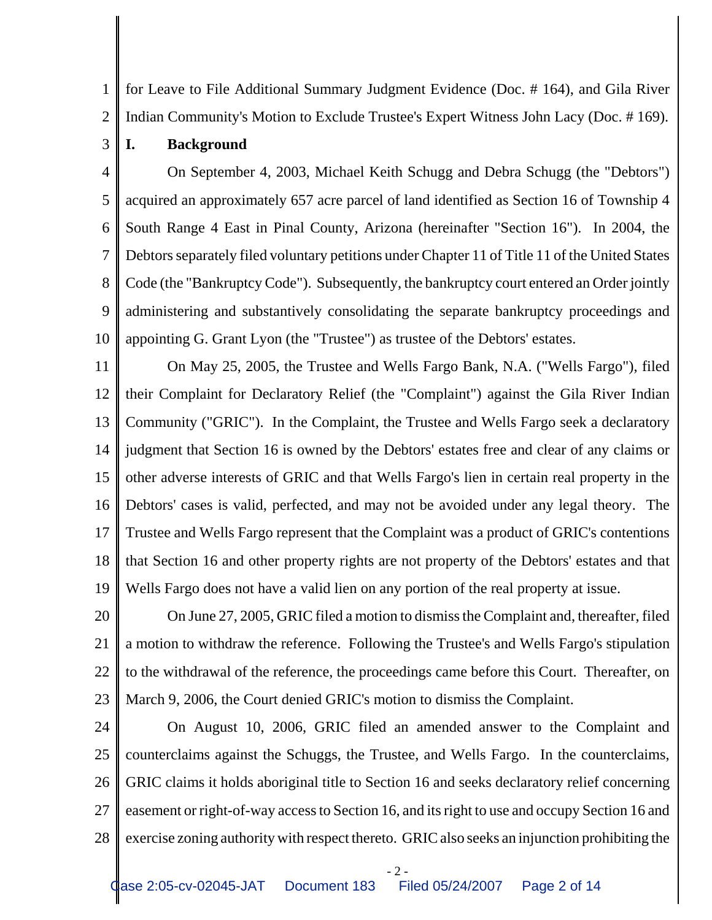for Leave to File Additional Summary Judgment Evidence (Doc. # 164), and Gila River Indian Community's Motion to Exclude Trustee's Expert Witness John Lacy (Doc. # 169).

## I. Background

On September 4, 2003, Michael Keith Schugg and Debra Schugg (the "Debtors") acquired an approximately 657 acre parcel of land identified as Section 16 of Township 4 South Range 4 East in Pinal County, Arizona (hereinafter "Section 16"). In 2004, the Debtors separately filed voluntary petitions under Chapter 11 of Title 11 of the United States Code (the "Bankruptcy Code"). Subsequently, the bankruptcy court entered an Order jointly administering and substantively consolidating the separate bankruptcy proceedings and appointing G. Grant Lyon (the "Trustee") as trustee of the Debtors' estates.

On May 25, 2005, the Trustee and Wells Fargo Bank, N.A. ("Wells Fargo"), filed their Complaint for Declaratory Relief (the "Complaint") against the Gila River Indian Community ("GRIC"). In the Complaint, the Trustee and Wells Fargo seek a declaratory judgment that Section 16 is owned by the Debtors' estates free and clear of any claims or other adverse interests of GRIC and that Wells Fargo's lien in certain real property in the Debtors' cases is valid, perfected, and may not be avoided under any legal theory. The Trustee and Wells Fargo represent that the Complaint was a product of GRIC's contentions that Section 16 and other property rights are not property of the Debtors' estates and that Wells Fargo does not have a valid lien on any portion of the real property at issue.

On June 27, 2005, GRIC filed a motion to dismiss the Complaint and, thereafter, filed a motion to withdraw the reference. Following the Trustee's and Wells Fargo's stipulation to the withdrawal of the reference, the proceedings came before this Court. Thereafter, on March 9, 2006, the Court denied GRIC's motion to dismiss the Complaint.

On August 10, 2006, GRIC filed an amended answer to the Complaint and counterclaims against the Schuggs, the Trustee, and Wells Fargo. In the counterclaims, GRIC claims it holds aboriginal title to Section 16 and seeks declaratory relief concerning easement or right-of-way access to Section 16, and its right to use and occupy Section 16 and exercise zoning authority with respect thereto. GRIC also seeks an injunction prohibiting the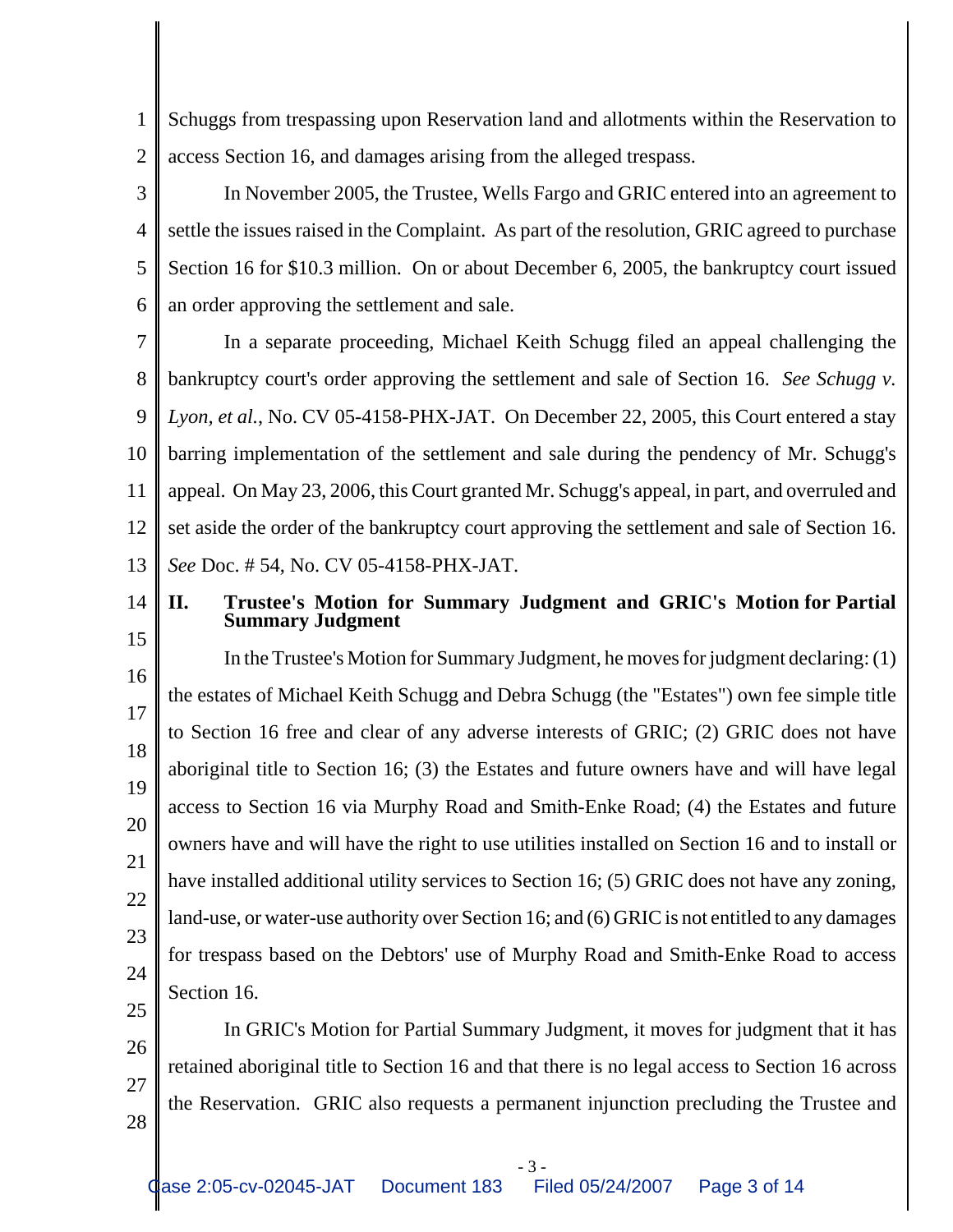Schuggs from trespassing upon Reservation land and allotments within the Reservation to access Section 16, and damages arising from the alleged trespass.

In November 2005, the Trustee, Wells Fargo and GRIC entered into an agreement to settle the issues raised in the Complaint. As part of the resolution, GRIC agreed to purchase Section 16 for $10.3 million. On or about December 6, 2005, the bankruptcy court issued an order approving the settlement and sale.

In a separate proceeding, Michael Keith Schugg filed an appeal challenging the bankruptcy court's order approving the settlement and sale of Section 16. *See Schugg v. Lyon, et al.*, No. CV 05-4158-PHX-JAT. On December 22, 2005, this Court entered a stay barring implementation of the settlement and sale during the pendency of Mr. Schugg's appeal. On May 23, 2006, this Court granted Mr. Schugg's appeal, in part, and overruled and set aside the order of the bankruptcy court approving the settlement and sale of Section 16. *See* Doc. # 54, No. CV 05-4158-PHX-JAT.

## II. Trustee's Motion for Summary Judgment and GRIC's Motion for Partial Summary Judgment

In the Trustee's Motion for Summary Judgment, he moves for judgment declaring: (1) the estates of Michael Keith Schugg and Debra Schugg (the "Estates") own fee simple title to Section 16 free and clear of any adverse interests of GRIC; (2) GRIC does not have aboriginal title to Section 16; (3) the Estates and future owners have and will have legal access to Section 16 via Murphy Road and Smith-Enke Road; (4) the Estates and future owners have and will have the right to use utilities installed on Section 16 and to install or have installed additional utility services to Section 16; (5) GRIC does not have any zoning, land-use, or water-use authority over Section 16; and (6) GRIC is not entitled to any damages for trespass based on the Debtors' use of Murphy Road and Smith-Enke Road to access Section 16.

In GRIC's Motion for Partial Summary Judgment, it moves for judgment that it has retained aboriginal title to Section 16 and that there is no legal access to Section 16 across the Reservation. GRIC also requests a permanent injunction precluding the Trustee and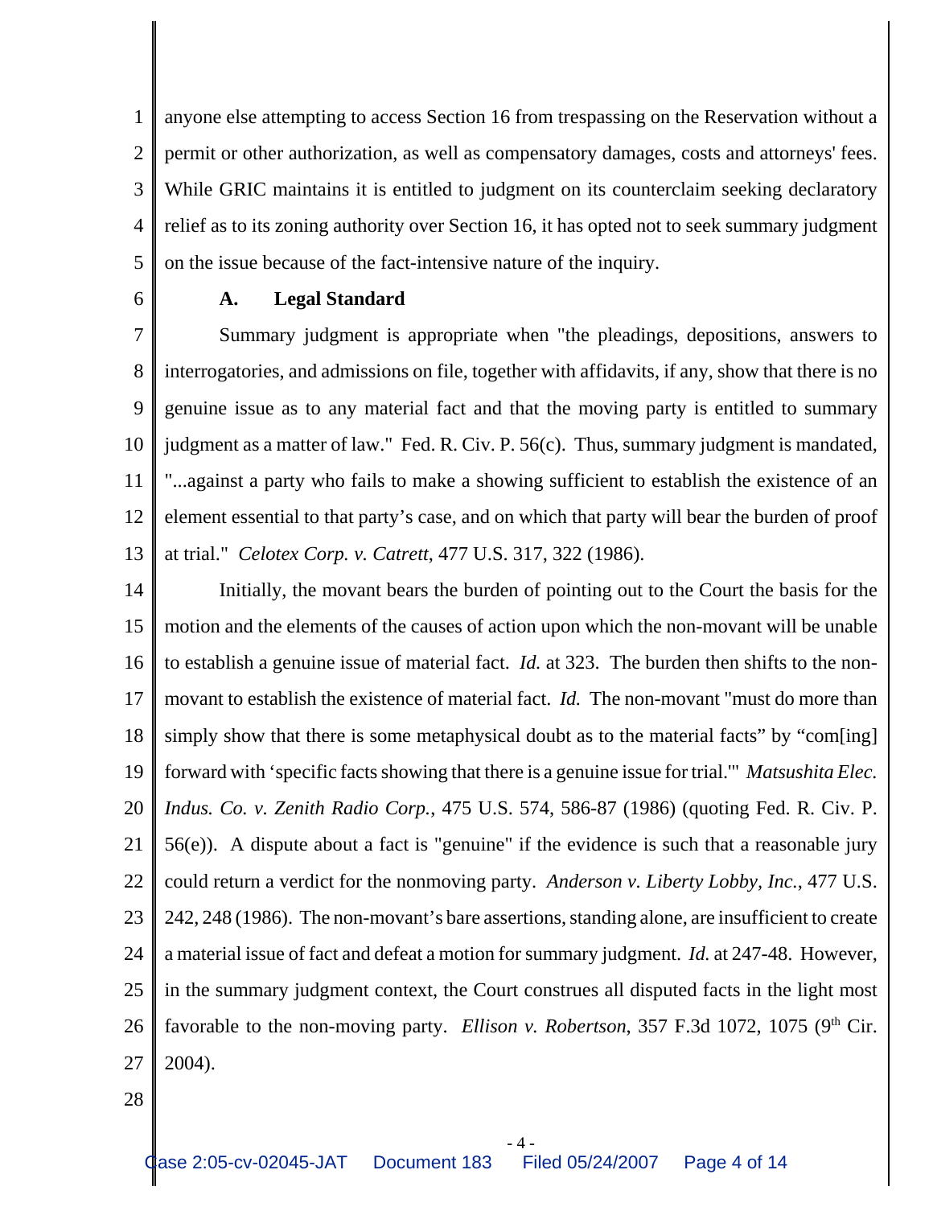anyone else attempting to access Section 16 from trespassing on the Reservation without a permit or other authorization, as well as compensatory damages, costs and attorneys' fees. While GRIC maintains it is entitled to judgment on its counterclaim seeking declaratory relief as to its zoning authority over Section 16, it has opted not to seek summary judgment on the issue because of the fact-intensive nature of the inquiry.

### A. Legal Standard

Summary judgment is appropriate when "the pleadings, depositions, answers to interrogatories, and admissions on file, together with affidavits, if any, show that there is no genuine issue as to any material fact and that the moving party is entitled to summary judgment as a matter of law." Fed. R. Civ. P. 56(c). Thus, summary judgment is mandated, "...against a party who fails to make a showing sufficient to establish the existence of an element essential to that party's case, and on which that party will bear the burden of proof at trial." *Celotex Corp. v. Catrett*, 477 U.S. 317, 322 (1986).

Initially, the movant bears the burden of pointing out to the Court the basis for the motion and the elements of the causes of action upon which the non-movant will be unable to establish a genuine issue of material fact. *Id.* at 323. The burden then shifts to the non-movant to establish the existence of material fact. *Id.* The non-movant "must do more than simply show that there is some metaphysical doubt as to the material facts" by "com[ing] forward with 'specific facts showing that there is a genuine issue for trial.'" *Matsushita Elec. Indus. Co. v. Zenith Radio Corp.*, 475 U.S. 574, 586-87 (1986) (quoting Fed. R. Civ. P. 56(e)). A dispute about a fact is "genuine" if the evidence is such that a reasonable jury could return a verdict for the nonmoving party. *Anderson v. Liberty Lobby, Inc.*, 477 U.S. 242, 248 (1986). The non-movant's bare assertions, standing alone, are insufficient to create a material issue of fact and defeat a motion for summary judgment. *Id.* at 247-48. However, in the summary judgment context, the Court construes all disputed facts in the light most favorable to the non-moving party. *Ellison v. Robertson*, 357 F.3d 1072, 1075 (9th Cir. 2004).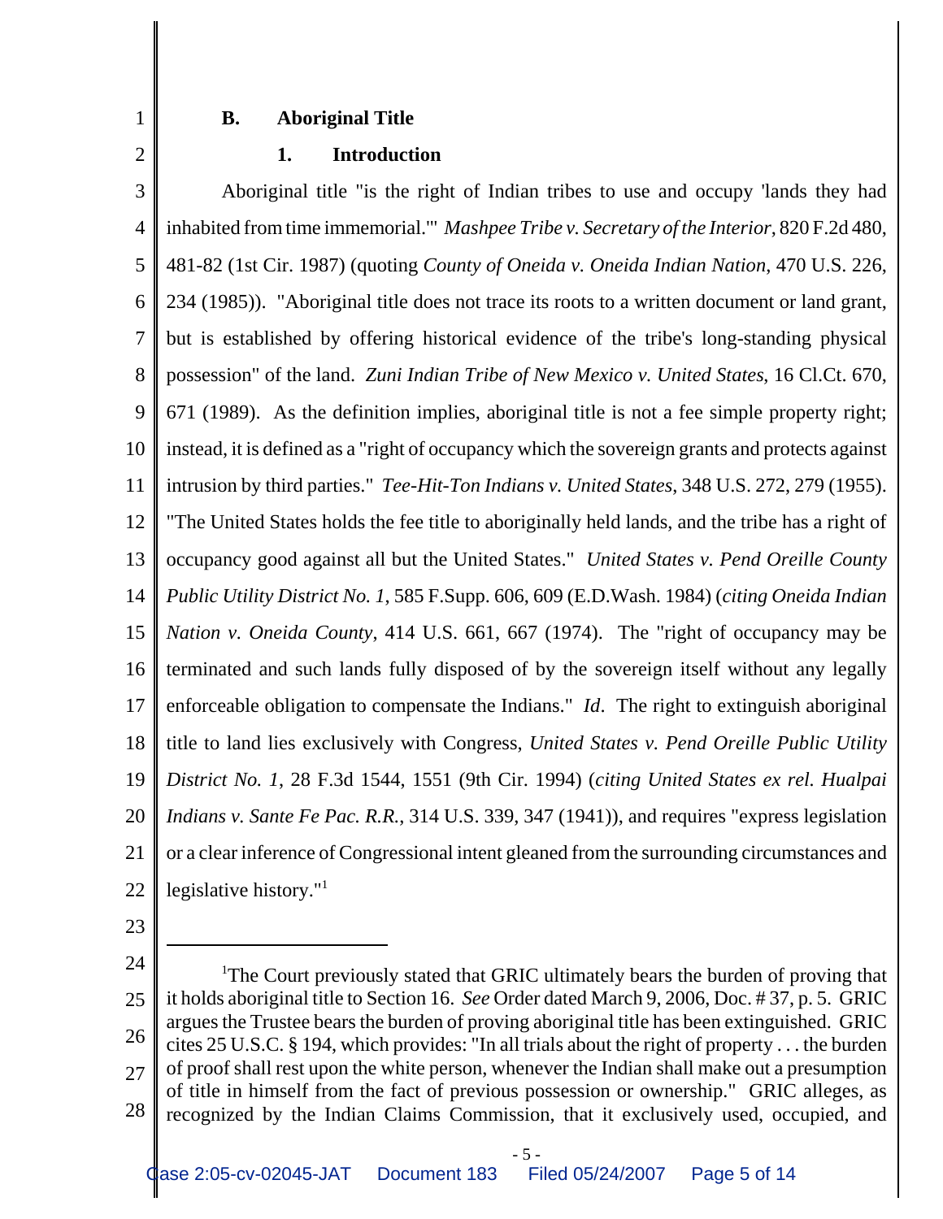### B. Aboriginal Title

#### 1. Introduction

Aboriginal title "is the right of Indian tribes to use and occupy 'lands they had inhabited from time immemorial.'" *Mashpee Tribe v. Secretary of the Interior*, 820 F.2d 480, 481-82 (1st Cir. 1987) (quoting *County of Oneida v. Oneida Indian Nation*, 470 U.S. 226, 234 (1985)). "Aboriginal title does not trace its roots to a written document or land grant, but is established by offering historical evidence of the tribe's long-standing physical possession" of the land. *Zuni Indian Tribe of New Mexico v. United States*, 16 Cl.Ct. 670, 671 (1989). As the definition implies, aboriginal title is not a fee simple property right; instead, it is defined as a "right of occupancy which the sovereign grants and protects against intrusion by third parties." *Tee-Hit-Ton Indians v. United States*, 348 U.S. 272, 279 (1955). "The United States holds the fee title to aboriginally held lands, and the tribe has a right of occupancy good against all but the United States." *United States v. Pend Oreille County Public Utility District No. 1*, 585 F.Supp. 606, 609 (E.D.Wash. 1984) (*citing Oneida Indian Nation v. Oneida County*, 414 U.S. 661, 667 (1974). The "right of occupancy may be terminated and such lands fully disposed of by the sovereign itself without any legally enforceable obligation to compensate the Indians." *Id*. The right to extinguish aboriginal title to land lies exclusively with Congress, *United States v. Pend Oreille Public Utility District No. 1*, 28 F.3d 1544, 1551 (9th Cir. 1994) (*citing United States ex rel. Hualpai Indians v. Sante Fe Pac. R.R.*, 314 U.S. 339, 347 (1941)), and requires "express legislation or a clear inference of Congressional intent gleaned from the surrounding circumstances and legislative history."[1]

---

[1] The Court previously stated that GRIC ultimately bears the burden of proving that it holds aboriginal title to Section 16. *See* Order dated March 9, 2006, Doc. # 37, p. 5. GRIC argues the Trustee bears the burden of proving aboriginal title has been extinguished. GRIC cites 25 U.S.C. § 194, which provides: "In all trials about the right of property . . . the burden of proof shall rest upon the white person, whenever the Indian shall make out a presumption of title in himself from the fact of previous possession or ownership." GRIC alleges, as recognized by the Indian Claims Commission, that it exclusively used, occupied, and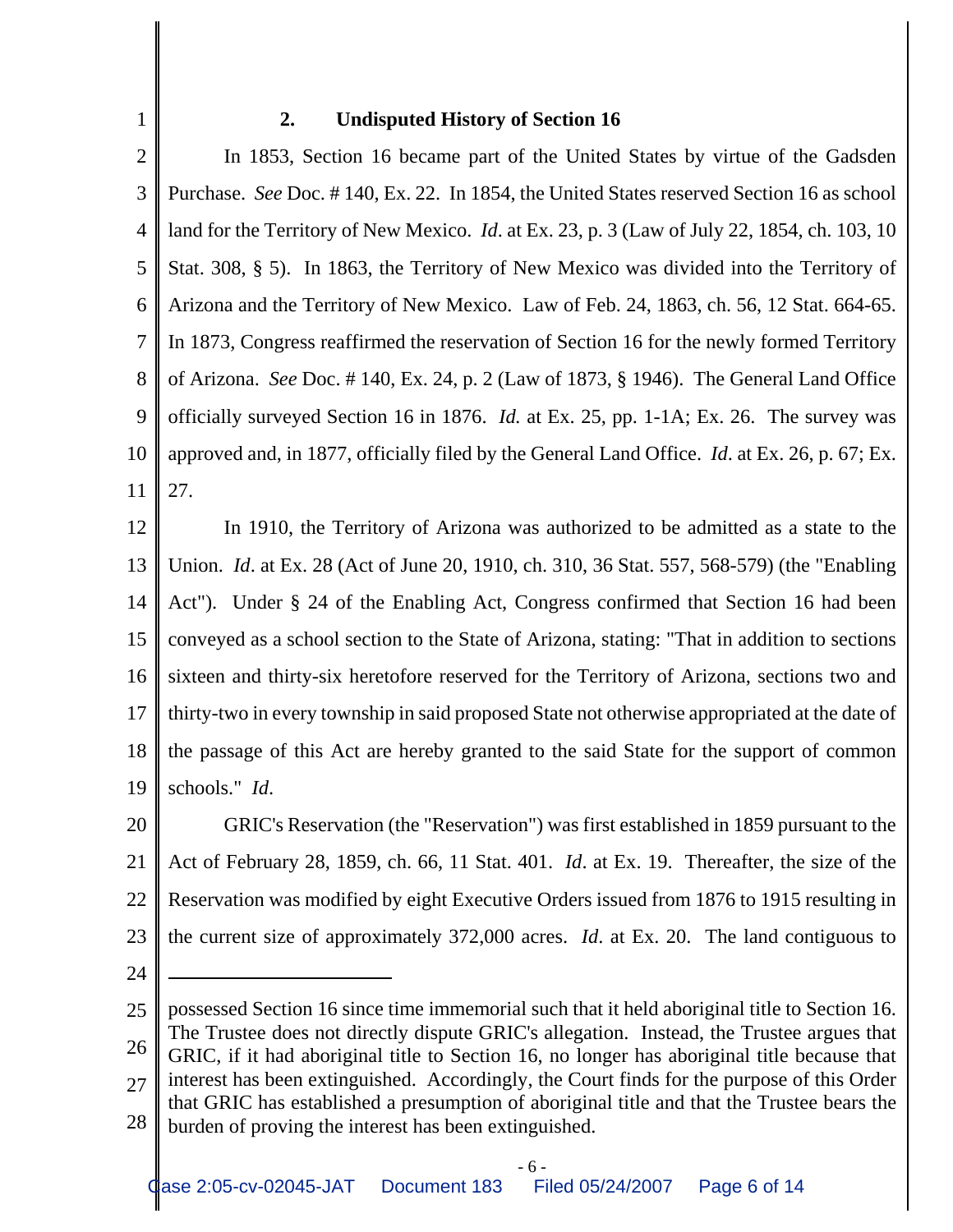### 2. Undisputed History of Section 16

In 1853, Section 16 became part of the United States by virtue of the Gadsden Purchase. *See* Doc. # 140, Ex. 22. In 1854, the United States reserved Section 16 as school land for the Territory of New Mexico. *Id*. at Ex. 23, p. 3 (Law of July 22, 1854, ch. 103, 10 Stat. 308, § 5). In 1863, the Territory of New Mexico was divided into the Territory of Arizona and the Territory of New Mexico. Law of Feb. 24, 1863, ch. 56, 12 Stat. 664-65. In 1873, Congress reaffirmed the reservation of Section 16 for the newly formed Territory of Arizona. *See* Doc. # 140, Ex. 24, p. 2 (Law of 1873, § 1946). The General Land Office officially surveyed Section 16 in 1876. *Id.* at Ex. 25, pp. 1-1A; Ex. 26. The survey was approved and, in 1877, officially filed by the General Land Office. *Id*. at Ex. 26, p. 67; Ex. 27.

In 1910, the Territory of Arizona was authorized to be admitted as a state to the Union. *Id*. at Ex. 28 (Act of June 20, 1910, ch. 310, 36 Stat. 557, 568-579) (the "Enabling Act"). Under § 24 of the Enabling Act, Congress confirmed that Section 16 had been conveyed as a school section to the State of Arizona, stating: "That in addition to sections sixteen and thirty-six heretofore reserved for the Territory of Arizona, sections two and thirty-two in every township in said proposed State not otherwise appropriated at the date of the passage of this Act are hereby granted to the said State for the support of common schools." *Id*.

GRIC's Reservation (the "Reservation") was first established in 1859 pursuant to the Act of February 28, 1859, ch. 66, 11 Stat. 401. *Id*. at Ex. 19. Thereafter, the size of the Reservation was modified by eight Executive Orders issued from 1876 to 1915 resulting in the current size of approximately 372,000 acres. *Id*. at Ex. 20. The land contiguous to

---

possessed Section 16 since time immemorial such that it held aboriginal title to Section 16. The Trustee does not directly dispute GRIC's allegation. Instead, the Trustee argues that GRIC, if it had aboriginal title to Section 16, no longer has aboriginal title because that interest has been extinguished. Accordingly, the Court finds for the purpose of this Order that GRIC has established a presumption of aboriginal title and that the Trustee bears the burden of proving the interest has been extinguished.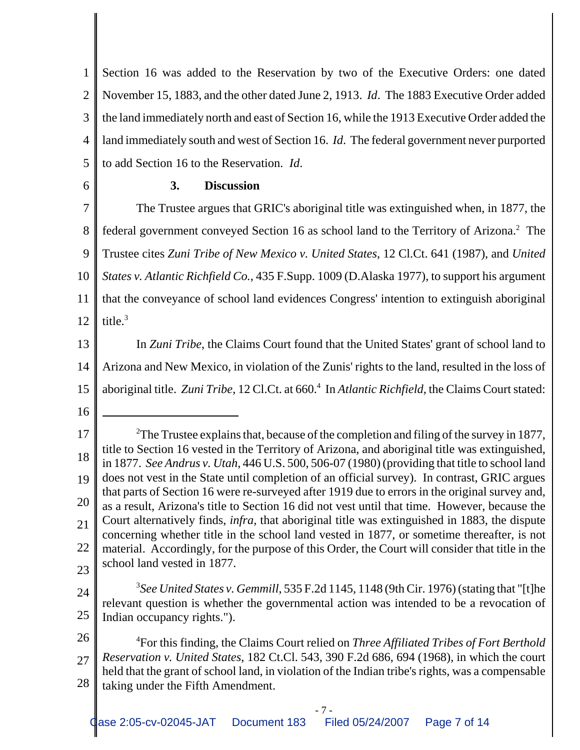Section 16 was added to the Reservation by two of the Executive Orders: one dated November 15, 1883, and the other dated June 2, 1913. *Id*. The 1883 Executive Order added the land immediately north and east of Section 16, while the 1913 Executive Order added the land immediately south and west of Section 16. *Id*. The federal government never purported to add Section 16 to the Reservation. *Id*.

### 3. Discussion

The Trustee argues that GRIC's aboriginal title was extinguished when, in 1877, the federal government conveyed Section 16 as school land to the Territory of Arizona.[2] The Trustee cites *Zuni Tribe of New Mexico v. United States*, 12 Cl.Ct. 641 (1987), and *United States v. Atlantic Richfield Co.*, 435 F.Supp. 1009 (D.Alaska 1977), to support his argument that the conveyance of school land evidences Congress' intention to extinguish aboriginal title.[3]

In *Zuni Tribe*, the Claims Court found that the United States' grant of school land to Arizona and New Mexico, in violation of the Zunis' rights to the land, resulted in the loss of aboriginal title. *Zuni Tribe*, 12 Cl.Ct. at 660.[4] In *Atlantic Richfield*, the Claims Court stated:

---

[2] The Trustee explains that, because of the completion and filing of the survey in 1877, title to Section 16 vested in the Territory of Arizona, and aboriginal title was extinguished, in 1877. *See Andrus v. Utah*, 446 U.S. 500, 506-07 (1980) (providing that title to school land does not vest in the State until completion of an official survey). In contrast, GRIC argues that parts of Section 16 were re-surveyed after 1919 due to errors in the original survey and, as a result, Arizona's title to Section 16 did not vest until that time. However, because the Court alternatively finds, *infra*, that aboriginal title was extinguished in 1883, the dispute concerning whether title in the school land vested in 1877, or sometime thereafter, is not material. Accordingly, for the purpose of this Order, the Court will consider that title in the school land vested in 1877.

[3] *See United States v. Gemmill*, 535 F.2d 1145, 1148 (9th Cir. 1976) (stating that "[t]he relevant question is whether the governmental action was intended to be a revocation of Indian occupancy rights.").

[4] For this finding, the Claims Court relied on *Three Affiliated Tribes of Fort Berthold Reservation v. United States*, 182 Ct.Cl. 543, 390 F.2d 686, 694 (1968), in which the court held that the grant of school land, in violation of the Indian tribe's rights, was a compensable taking under the Fifth Amendment.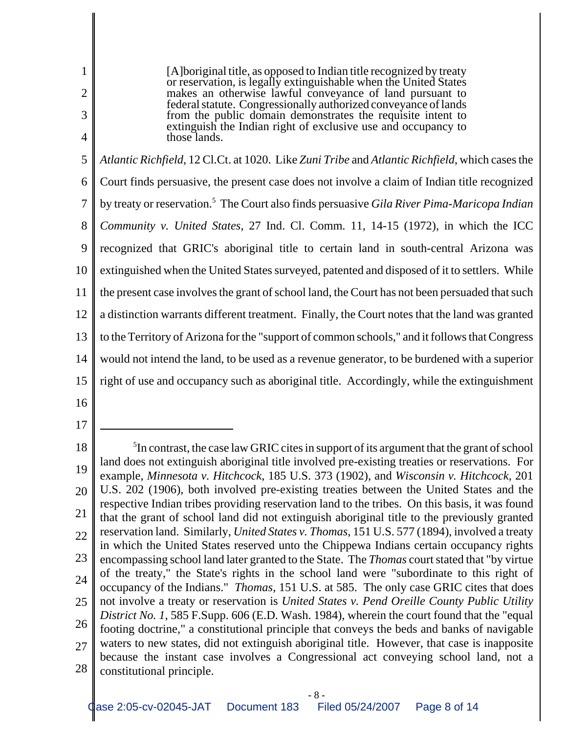> [A]boriginal title, as opposed to Indian title recognized by treaty or reservation, is legally extinguishable when the United States makes an otherwise lawful conveyance of land pursuant to federal statute. Congressionally authorized conveyance of lands from the public domain demonstrates the requisite intent to extinguish the Indian right of exclusive use and occupancy to those lands.

*Atlantic Richfield*, 12 Cl.Ct. at 1020. Like *Zuni Tribe* and *Atlantic Richfield*, which cases the Court finds persuasive, the present case does not involve a claim of Indian title recognized by treaty or reservation.[5] The Court also finds persuasive *Gila River Pima-Maricopa Indian Community v. United States*, 27 Ind. Cl. Comm. 11, 14-15 (1972), in which the ICC recognized that GRIC's aboriginal title to certain land in south-central Arizona was extinguished when the United States surveyed, patented and disposed of it to settlers. While the present case involves the grant of school land, the Court has not been persuaded that such a distinction warrants different treatment. Finally, the Court notes that the land was granted to the Territory of Arizona for the "support of common schools," and it follows that Congress would not intend the land, to be used as a revenue generator, to be burdened with a superior right of use and occupancy such as aboriginal title. Accordingly, while the extinguishment

---

[5] In contrast, the case law GRIC cites in support of its argument that the grant of school land does not extinguish aboriginal title involved pre-existing treaties or reservations. For example, *Minnesota v. Hitchcock*, 185 U.S. 373 (1902), and *Wisconsin v. Hitchcock*, 201 U.S. 202 (1906), both involved pre-existing treaties between the United States and the respective Indian tribes providing reservation land to the tribes. On this basis, it was found that the grant of school land did not extinguish aboriginal title to the previously granted reservation land. Similarly, *United States v. Thomas*, 151 U.S. 577 (1894), involved a treaty in which the United States reserved unto the Chippewa Indians certain occupancy rights encompassing school land later granted to the State. The *Thomas* court stated that "by virtue of the treaty," the State's rights in the school land were "subordinate to this right of occupancy of the Indians." *Thomas*, 151 U.S. at 585. The only case GRIC cites that does not involve a treaty or reservation is *United States v. Pend Oreille County Public Utility District No. 1*, 585 F.Supp. 606 (E.D. Wash. 1984), wherein the court found that the "equal footing doctrine," a constitutional principle that conveys the beds and banks of navigable waters to new states, did not extinguish aboriginal title. However, that case is inapposite because the instant case involves a Congressional act conveying school land, not a constitutional principle.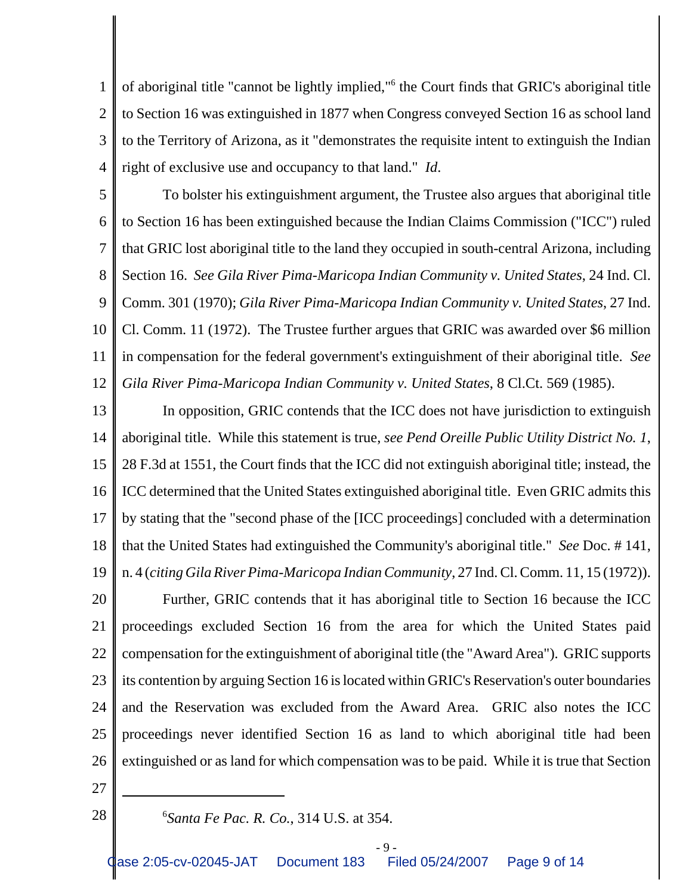of aboriginal title "cannot be lightly implied,"[6] the Court finds that GRIC's aboriginal title to Section 16 was extinguished in 1877 when Congress conveyed Section 16 as school land to the Territory of Arizona, as it "demonstrates the requisite intent to extinguish the Indian right of exclusive use and occupancy to that land." *Id*.

To bolster his extinguishment argument, the Trustee also argues that aboriginal title to Section 16 has been extinguished because the Indian Claims Commission ("ICC") ruled that GRIC lost aboriginal title to the land they occupied in south-central Arizona, including Section 16. *See Gila River Pima-Maricopa Indian Community v. United States*, 24 Ind. Cl. Comm. 301 (1970); *Gila River Pima-Maricopa Indian Community v. United States*, 27 Ind. Cl. Comm. 11 (1972). The Trustee further argues that GRIC was awarded over $6 million in compensation for the federal government's extinguishment of their aboriginal title. *See Gila River Pima-Maricopa Indian Community v. United States*, 8 Cl.Ct. 569 (1985).

In opposition, GRIC contends that the ICC does not have jurisdiction to extinguish aboriginal title. While this statement is true, *see Pend Oreille Public Utility District No. 1*, 28 F.3d at 1551, the Court finds that the ICC did not extinguish aboriginal title; instead, the ICC determined that the United States extinguished aboriginal title. Even GRIC admits this by stating that the "second phase of the [ICC proceedings] concluded with a determination that the United States had extinguished the Community's aboriginal title." *See* Doc. # 141, n. 4 (*citing Gila River Pima-Maricopa Indian Community*, 27 Ind. Cl. Comm. 11, 15 (1972)).

Further, GRIC contends that it has aboriginal title to Section 16 because the ICC proceedings excluded Section 16 from the area for which the United States paid compensation for the extinguishment of aboriginal title (the "Award Area"). GRIC supports its contention by arguing Section 16 is located within GRIC's Reservation's outer boundaries and the Reservation was excluded from the Award Area. GRIC also notes the ICC proceedings never identified Section 16 as land to which aboriginal title had been extinguished or as land for which compensation was to be paid. While it is true that Section

---

[6] *Santa Fe Pac. R. Co.*, 314 U.S. at 354.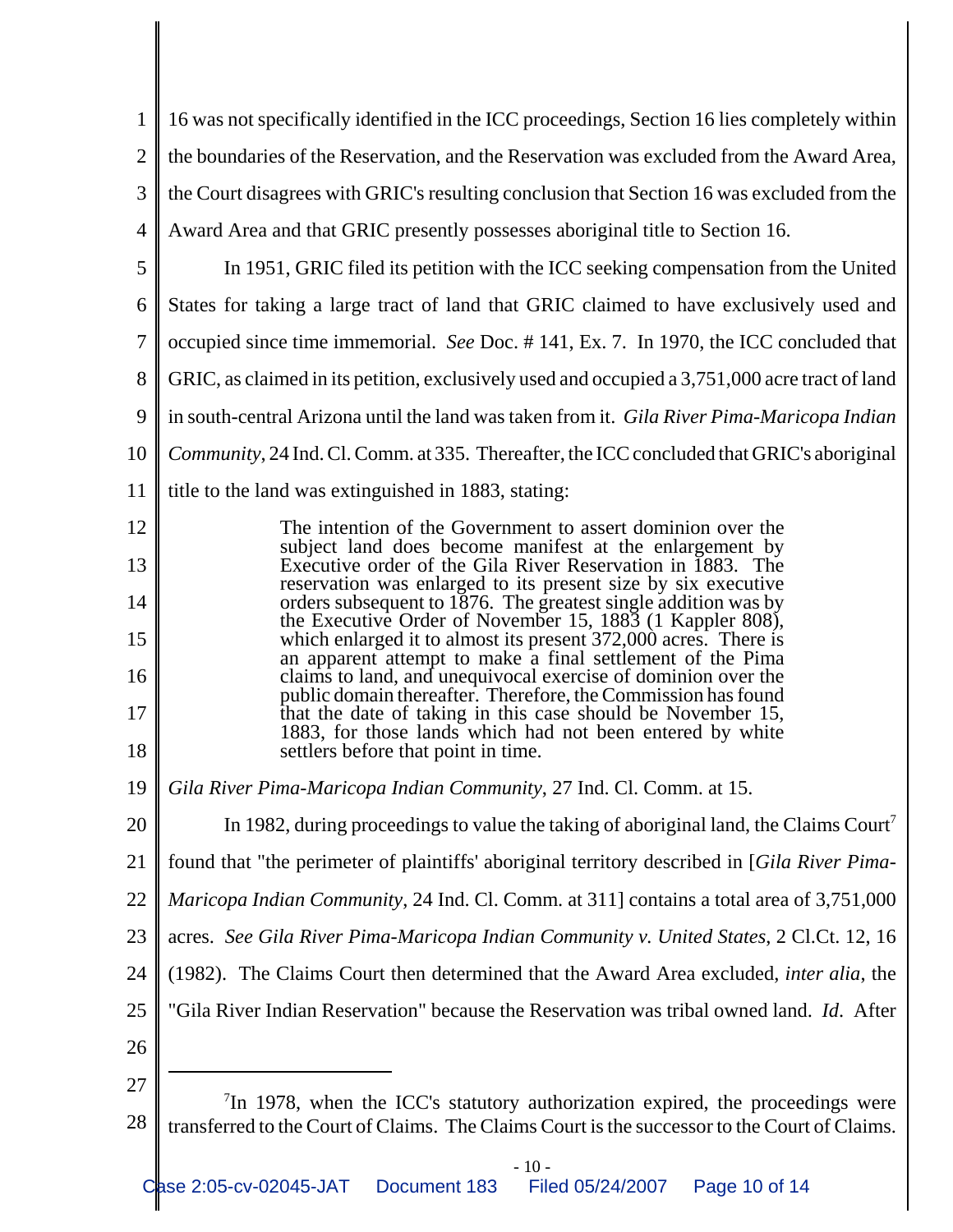16 was not specifically identified in the ICC proceedings, Section 16 lies completely within the boundaries of the Reservation, and the Reservation was excluded from the Award Area, the Court disagrees with GRIC's resulting conclusion that Section 16 was excluded from the Award Area and that GRIC presently possesses aboriginal title to Section 16.

In 1951, GRIC filed its petition with the ICC seeking compensation from the United States for taking a large tract of land that GRIC claimed to have exclusively used and occupied since time immemorial. *See* Doc. # 141, Ex. 7. In 1970, the ICC concluded that GRIC, as claimed in its petition, exclusively used and occupied a 3,751,000 acre tract of land in south-central Arizona until the land was taken from it. *Gila River Pima-Maricopa Indian Community*, 24 Ind. Cl. Comm. at 335. Thereafter, the ICC concluded that GRIC's aboriginal title to the land was extinguished in 1883, stating:

> The intention of the Government to assert dominion over the subject land does become manifest at the enlargement by Executive order of the Gila River Reservation in 1883. The reservation was enlarged to its present size by six executive orders subsequent to 1876. The greatest single addition was by the Executive Order of November 15, 1883 (1 Kappler 808), which enlarged it to almost its present 372,000 acres. There is an apparent attempt to make a final settlement of the Pima claims to land, and unequivocal exercise of dominion over the public domain thereafter. Therefore, the Commission has found that the date of taking in this case should be November 15, 1883, for those lands which had not been entered by white settlers before that point in time.

*Gila River Pima-Maricopa Indian Community*, 27 Ind. Cl. Comm. at 15.

In 1982, during proceedings to value the taking of aboriginal land, the Claims Court[7] found that "the perimeter of plaintiffs' aboriginal territory described in [*Gila River Pima-Maricopa Indian Community*, 24 Ind. Cl. Comm. at 311] contains a total area of 3,751,000 acres. *See Gila River Pima-Maricopa Indian Community v. United States*, 2 Cl.Ct. 12, 16 (1982). The Claims Court then determined that the Award Area excluded, *inter alia*, the "Gila River Indian Reservation" because the Reservation was tribal owned land. *Id*. After

---

[7] In 1978, when the ICC's statutory authorization expired, the proceedings were transferred to the Court of Claims. The Claims Court is the successor to the Court of Claims.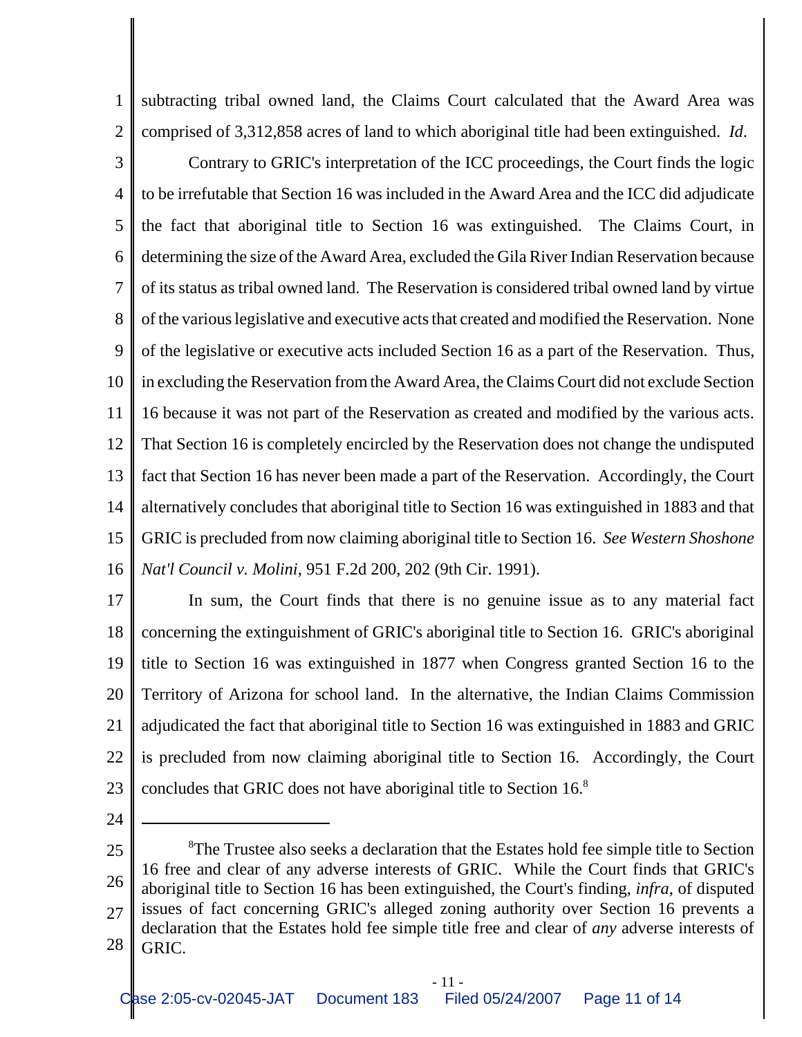subtracting tribal owned land, the Claims Court calculated that the Award Area was comprised of 3,312,858 acres of land to which aboriginal title had been extinguished. *Id*.

Contrary to GRIC's interpretation of the ICC proceedings, the Court finds the logic to be irrefutable that Section 16 was included in the Award Area and the ICC did adjudicate the fact that aboriginal title to Section 16 was extinguished. The Claims Court, in determining the size of the Award Area, excluded the Gila River Indian Reservation because of its status as tribal owned land. The Reservation is considered tribal owned land by virtue of the various legislative and executive acts that created and modified the Reservation. None of the legislative or executive acts included Section 16 as a part of the Reservation. Thus, in excluding the Reservation from the Award Area, the Claims Court did not exclude Section 16 because it was not part of the Reservation as created and modified by the various acts. That Section 16 is completely encircled by the Reservation does not change the undisputed fact that Section 16 has never been made a part of the Reservation. Accordingly, the Court alternatively concludes that aboriginal title to Section 16 was extinguished in 1883 and that GRIC is precluded from now claiming aboriginal title to Section 16. *See Western Shoshone Nat'l Council v. Molini*, 951 F.2d 200, 202 (9th Cir. 1991).

In sum, the Court finds that there is no genuine issue as to any material fact concerning the extinguishment of GRIC's aboriginal title to Section 16. GRIC's aboriginal title to Section 16 was extinguished in 1877 when Congress granted Section 16 to the Territory of Arizona for school land. In the alternative, the Indian Claims Commission adjudicated the fact that aboriginal title to Section 16 was extinguished in 1883 and GRIC is precluded from now claiming aboriginal title to Section 16. Accordingly, the Court concludes that GRIC does not have aboriginal title to Section 16.[8]

---

[8]The Trustee also seeks a declaration that the Estates hold fee simple title to Section 16 free and clear of any adverse interests of GRIC. While the Court finds that GRIC's aboriginal title to Section 16 has been extinguished, the Court's finding, *infra*, of disputed issues of fact concerning GRIC's alleged zoning authority over Section 16 prevents a declaration that the Estates hold fee simple title free and clear of *any* adverse interests of GRIC.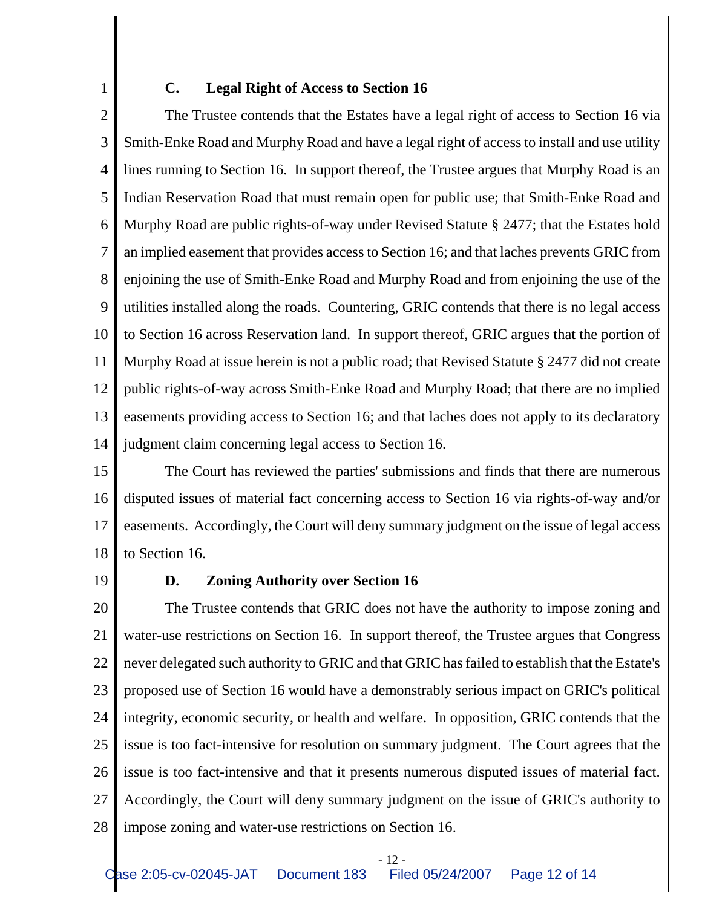### C. Legal Right of Access to Section 16

The Trustee contends that the Estates have a legal right of access to Section 16 via Smith-Enke Road and Murphy Road and have a legal right of access to install and use utility lines running to Section 16. In support thereof, the Trustee argues that Murphy Road is an Indian Reservation Road that must remain open for public use; that Smith-Enke Road and Murphy Road are public rights-of-way under Revised Statute § 2477; that the Estates hold an implied easement that provides access to Section 16; and that laches prevents GRIC from enjoining the use of Smith-Enke Road and Murphy Road and from enjoining the use of the utilities installed along the roads. Countering, GRIC contends that there is no legal access to Section 16 across Reservation land. In support thereof, GRIC argues that the portion of Murphy Road at issue herein is not a public road; that Revised Statute § 2477 did not create public rights-of-way across Smith-Enke Road and Murphy Road; that there are no implied easements providing access to Section 16; and that laches does not apply to its declaratory judgment claim concerning legal access to Section 16.

The Court has reviewed the parties' submissions and finds that there are numerous disputed issues of material fact concerning access to Section 16 via rights-of-way and/or easements. Accordingly, the Court will deny summary judgment on the issue of legal access to Section 16.

### D. Zoning Authority over Section 16

The Trustee contends that GRIC does not have the authority to impose zoning and water-use restrictions on Section 16. In support thereof, the Trustee argues that Congress never delegated such authority to GRIC and that GRIC has failed to establish that the Estate's proposed use of Section 16 would have a demonstrably serious impact on GRIC's political integrity, economic security, or health and welfare. In opposition, GRIC contends that the issue is too fact-intensive for resolution on summary judgment. The Court agrees that the issue is too fact-intensive and that it presents numerous disputed issues of material fact. Accordingly, the Court will deny summary judgment on the issue of GRIC's authority to impose zoning and water-use restrictions on Section 16.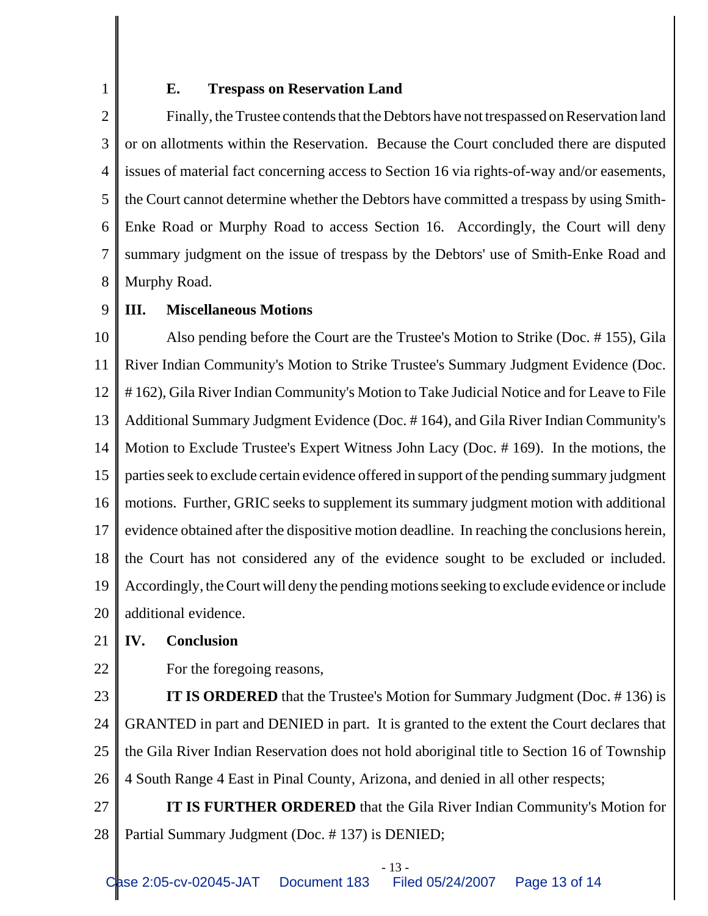### E. Trespass on Reservation Land

Finally, the Trustee contends that the Debtors have not trespassed on Reservation land or on allotments within the Reservation. Because the Court concluded there are disputed issues of material fact concerning access to Section 16 via rights-of-way and/or easements, the Court cannot determine whether the Debtors have committed a trespass by using Smith-Enke Road or Murphy Road to access Section 16. Accordingly, the Court will deny summary judgment on the issue of trespass by the Debtors' use of Smith-Enke Road and Murphy Road.

## III. Miscellaneous Motions

Also pending before the Court are the Trustee's Motion to Strike (Doc. # 155), Gila River Indian Community's Motion to Strike Trustee's Summary Judgment Evidence (Doc. # 162), Gila River Indian Community's Motion to Take Judicial Notice and for Leave to File Additional Summary Judgment Evidence (Doc. # 164), and Gila River Indian Community's Motion to Exclude Trustee's Expert Witness John Lacy (Doc. # 169). In the motions, the parties seek to exclude certain evidence offered in support of the pending summary judgment motions. Further, GRIC seeks to supplement its summary judgment motion with additional evidence obtained after the dispositive motion deadline. In reaching the conclusions herein, the Court has not considered any of the evidence sought to be excluded or included. Accordingly, the Court will deny the pending motions seeking to exclude evidence or include additional evidence.

## IV. Conclusion

For the foregoing reasons,

**IT IS ORDERED** that the Trustee's Motion for Summary Judgment (Doc. # 136) is GRANTED in part and DENIED in part. It is granted to the extent the Court declares that the Gila River Indian Reservation does not hold aboriginal title to Section 16 of Township 4 South Range 4 East in Pinal County, Arizona, and denied in all other respects;

**IT IS FURTHER ORDERED** that the Gila River Indian Community's Motion for Partial Summary Judgment (Doc. # 137) is DENIED;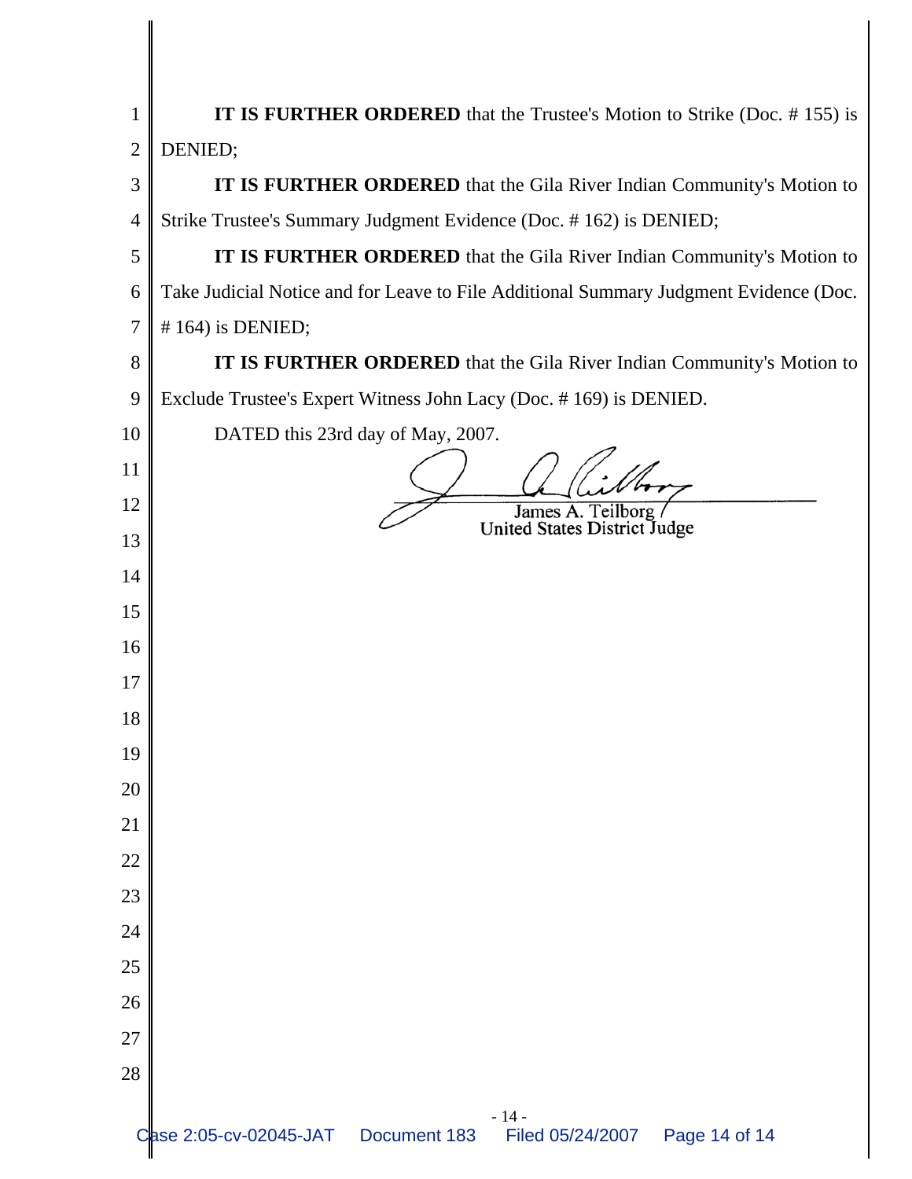**IT IS FURTHER ORDERED** that the Trustee's Motion to Strike (Doc. # 155) is DENIED;

**IT IS FURTHER ORDERED** that the Gila River Indian Community's Motion to Strike Trustee's Summary Judgment Evidence (Doc. # 162) is DENIED;

**IT IS FURTHER ORDERED** that the Gila River Indian Community's Motion to Take Judicial Notice and for Leave to File Additional Summary Judgment Evidence (Doc. # 164) is DENIED;

**IT IS FURTHER ORDERED** that the Gila River Indian Community's Motion to Exclude Trustee's Expert Witness John Lacy (Doc. # 169) is DENIED.

DATED this 23rd day of May, 2007.

James A. Teilborg
United States District Judge